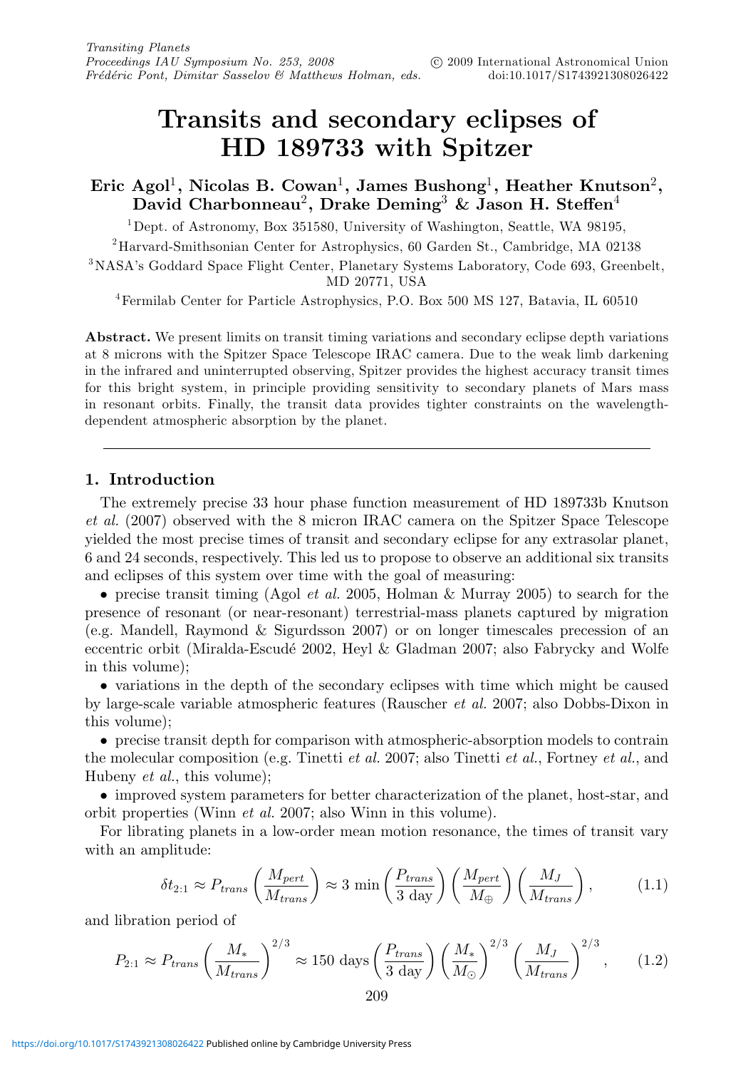# Transits and secondary eclipses of HD 189733 with Spitzer

**Eric Agol[1], Nicolas B. Cowan[1], James Bushong[1], Heather Knutson[2], David Charbonneau[2], Drake Deming[3] & Jason H. Steffen[4]**

[1]Dept. of Astronomy, Box 351580, University of Washington, Seattle, WA 98195,

[2]Harvard-Smithsonian Center for Astrophysics, 60 Garden St., Cambridge, MA 02138

[3]NASA's Goddard Space Flight Center, Planetary Systems Laboratory, Code 693, Greenbelt, MD 20771, USA

[4]Fermilab Center for Particle Astrophysics, P.O. Box 500 MS 127, Batavia, IL 60510

**Abstract.** We present limits on transit timing variations and secondary eclipse depth variations at 8 microns with the Spitzer Space Telescope IRAC camera. Due to the weak limb darkening in the infrared and uninterrupted observing, Spitzer provides the highest accuracy transit times for this bright system, in principle providing sensitivity to secondary planets of Mars mass in resonant orbits. Finally, the transit data provides tighter constraints on the wavelength-dependent atmospheric absorption by the planet.

## 1. Introduction

The extremely precise 33 hour phase function measurement of HD 189733b Knutson *et al.* (2007) observed with the 8 micron IRAC camera on the Spitzer Space Telescope yielded the most precise times of transit and secondary eclipse for any extrasolar planet, 6 and 24 seconds, respectively. This led us to propose to observe an additional six transits and eclipses of this system over time with the goal of measuring:

- precise transit timing (Agol *et al.* 2005, Holman & Murray 2005) to search for the presence of resonant (or near-resonant) terrestrial-mass planets captured by migration (e.g. Mandell, Raymond & Sigurdsson 2007) or on longer timescales precession of an eccentric orbit (Miralda-Escudé 2002, Heyl & Gladman 2007; also Fabrycky and Wolfe in this volume);
- variations in the depth of the secondary eclipses with time which might be caused by large-scale variable atmospheric features (Rauscher *et al.* 2007; also Dobbs-Dixon in this volume);
- precise transit depth for comparison with atmospheric-absorption models to contrain the molecular composition (e.g. Tinetti *et al.* 2007; also Tinetti *et al.*, Fortney *et al.*, and Hubeny *et al.*, this volume);
- improved system parameters for better characterization of the planet, host-star, and orbit properties (Winn *et al.* 2007; also Winn in this volume).

For librating planets in a low-order mean motion resonance, the times of transit vary with an amplitude:

$$\delta t_{2:1} \approx P_{trans} \left(\frac{M_{pert}}{M_{trans}}\right) \approx 3 \text{ min} \left(\frac{P_{trans}}{3 \text{ day}}\right) \left(\frac{M_{pert}}{M_{\oplus}}\right) \left(\frac{M_J}{M_{trans}}\right), \tag{1.1}$$

and libration period of

$$P_{2:1} \approx P_{trans} \left(\frac{M_*}{M_{trans}}\right)^{2/3} \approx 150 \text{ days} \left(\frac{P_{trans}}{3 \text{ day}}\right) \left(\frac{M_*}{M_{\odot}}\right)^{2/3} \left(\frac{M_J}{M_{trans}}\right)^{2/3}, \tag{1.2}$$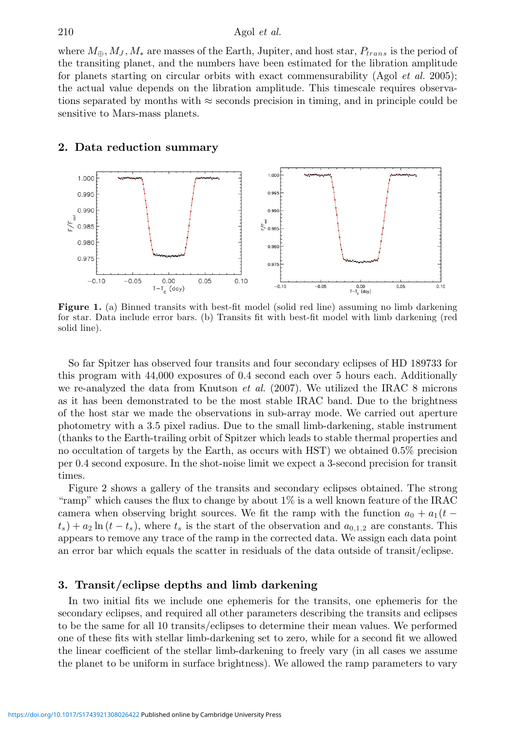where $M_{\oplus}, M_J, M_*$ are masses of the Earth, Jupiter, and host star, $P_{trans}$ is the period of the transiting planet, and the numbers have been estimated for the libration amplitude for planets starting on circular orbits with exact commensurability (Agol *et al.* 2005); the actual value depends on the libration amplitude. This timescale requires observations separated by months with ≈ seconds precision in timing, and in principle could be sensitive to Mars-mass planets.

## 2. Data reduction summary

**Figure 1.** (a) Binned transits with best-fit model (solid red line) assuming no limb darkening for star. Data include error bars. (b) Transits fit with best-fit model with limb darkening (red solid line).

So far Spitzer has observed four transits and four secondary eclipses of HD 189733 for this program with 44,000 exposures of 0.4 second each over 5 hours each. Additionally we re-analyzed the data from Knutson *et al.* (2007). We utilized the IRAC 8 microns as it has been demonstrated to be the most stable IRAC band. Due to the brightness of the host star we made the observations in sub-array mode. We carried out aperture photometry with a 3.5 pixel radius. Due to the small limb-darkening, stable instrument (thanks to the Earth-trailing orbit of Spitzer which leads to stable thermal properties and no occultation of targets by the Earth, as occurs with HST) we obtained 0.5% precision per 0.4 second exposure. In the shot-noise limit we expect a 3-second precision for transit times.

Figure 2 shows a gallery of the transits and secondary eclipses obtained. The strong "ramp" which causes the flux to change by about 1% is a well known feature of the IRAC camera when observing bright sources. We fit the ramp with the function $a_0 + a_1(t - t_s) + a_2 \ln(t - t_s)$, where $t_s$ is the start of the observation and $a_{0,1,2}$ are constants. This appears to remove any trace of the ramp in the corrected data. We assign each data point an error bar which equals the scatter in residuals of the data outside of transit/eclipse.

## 3. Transit/eclipse depths and limb darkening

In two initial fits we include one ephemeris for the transits, one ephemeris for the secondary eclipses, and required all other parameters describing the transits and eclipses to be the same for all 10 transits/eclipses to determine their mean values. We performed one of these fits with stellar limb-darkening set to zero, while for a second fit we allowed the linear coefficient of the stellar limb-darkening to freely vary (in all cases we assume the planet to be uniform in surface brightness). We allowed the ramp parameters to vary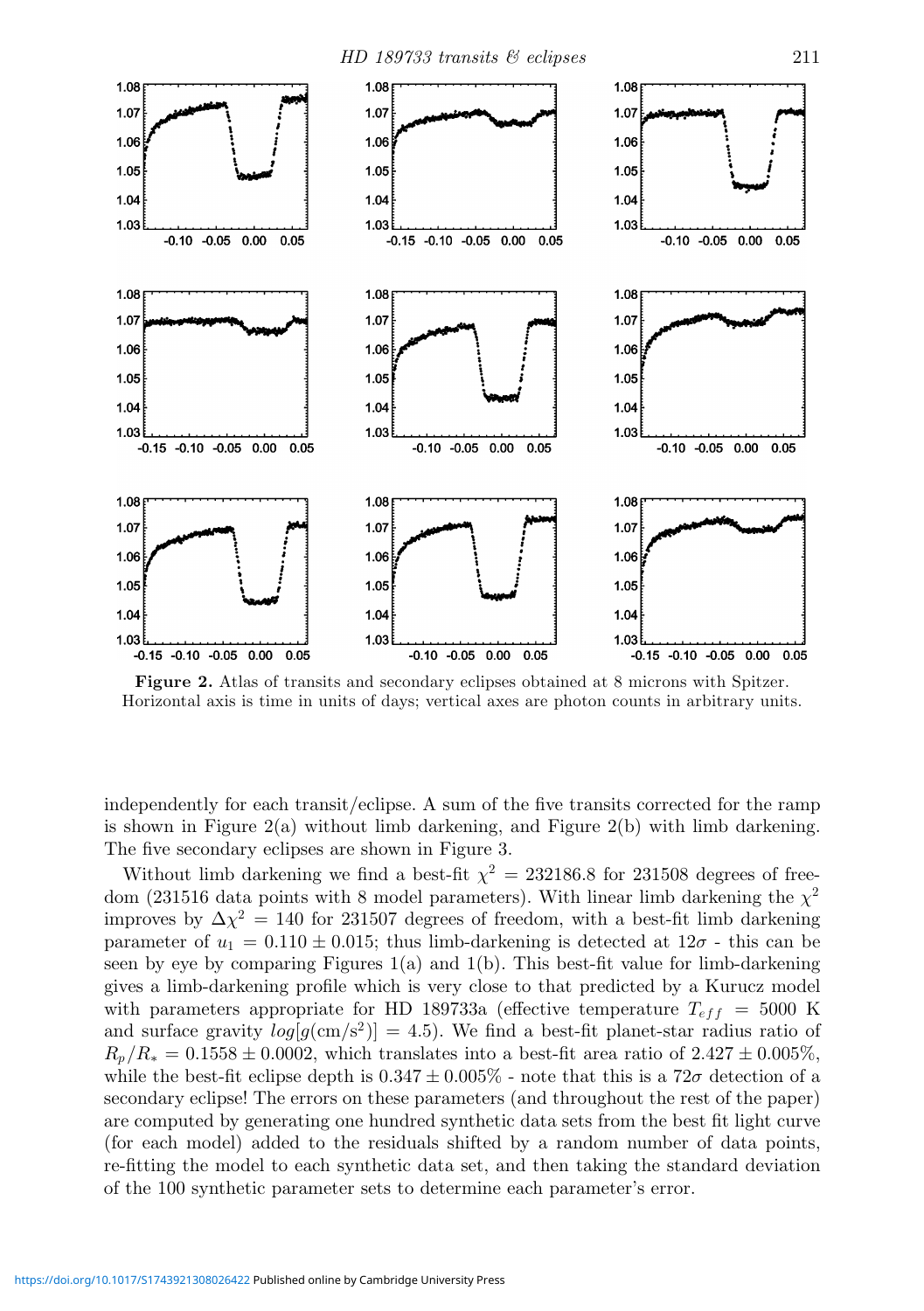**Figure 2.** Atlas of transits and secondary eclipses obtained at 8 microns with Spitzer. Horizontal axis is time in units of days; vertical axes are photon counts in arbitrary units.

independently for each transit/eclipse. A sum of the five transits corrected for the ramp is shown in Figure 2(a) without limb darkening, and Figure 2(b) with limb darkening. The five secondary eclipses are shown in Figure 3.

Without limb darkening we find a best-fit $\chi^2 = 232186.8$ for 231508 degrees of freedom (231516 data points with 8 model parameters). With linear limb darkening the $\chi^2$ improves by $\Delta\chi^2 = 140$ for 231507 degrees of freedom, with a best-fit limb darkening parameter of $u_1 = 0.110 \pm 0.015$; thus limb-darkening is detected at $12\sigma$ - this can be seen by eye by comparing Figures 1(a) and 1(b). This best-fit value for limb-darkening gives a limb-darkening profile which is very close to that predicted by a Kurucz model with parameters appropriate for HD 189733a (effective temperature $T_{eff} = 5000$ K and surface gravity $log[g(\mathrm{cm/s^2})] = 4.5$). We find a best-fit planet-star radius ratio of $R_p/R_* = 0.1558 \pm 0.0002$, which translates into a best-fit area ratio of $2.427 \pm 0.005\%$, while the best-fit eclipse depth is $0.347 \pm 0.005\%$ - note that this is a $72\sigma$ detection of a secondary eclipse! The errors on these parameters (and throughout the rest of the paper) are computed by generating one hundred synthetic data sets from the best fit light curve (for each model) added to the residuals shifted by a random number of data points, re-fitting the model to each synthetic data set, and then taking the standard deviation of the 100 synthetic parameter sets to determine each parameter's error.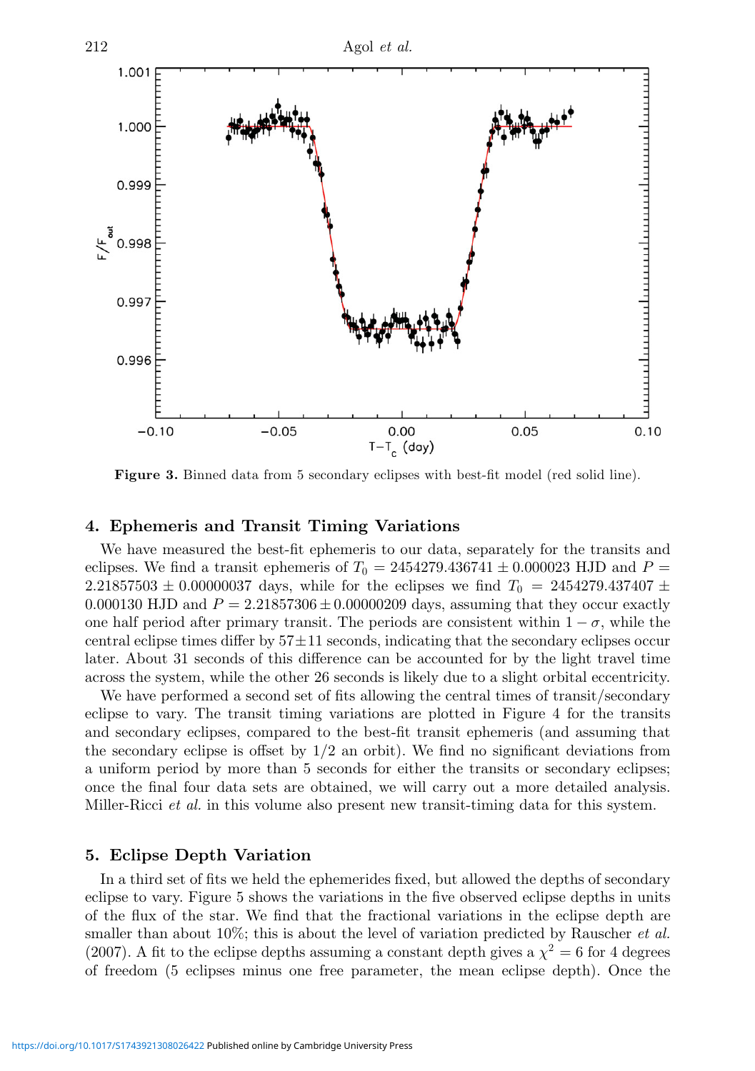**Figure 3.** Binned data from 5 secondary eclipses with best-fit model (red solid line).

## 4. Ephemeris and Transit Timing Variations

We have measured the best-fit ephemeris to our data, separately for the transits and eclipses. We find a transit ephemeris of $T_0 = 2454279.436741 \pm 0.000023$ HJD and $P = 2.21857503 \pm 0.00000037$ days, while for the eclipses we find $T_0 = 2454279.437407 \pm 0.000130$ HJD and $P = 2.21857306 \pm 0.00000209$ days, assuming that they occur exactly one half period after primary transit. The periods are consistent within $1-\sigma$, while the central eclipse times differ by $57 \pm 11$ seconds, indicating that the secondary eclipses occur later. About 31 seconds of this difference can be accounted for by the light travel time across the system, while the other 26 seconds is likely due to a slight orbital eccentricity.

We have performed a second set of fits allowing the central times of transit/secondary eclipse to vary. The transit timing variations are plotted in Figure 4 for the transits and secondary eclipses, compared to the best-fit transit ephemeris (and assuming that the secondary eclipse is offset by 1/2 an orbit). We find no significant deviations from a uniform period by more than 5 seconds for either the transits or secondary eclipses; once the final four data sets are obtained, we will carry out a more detailed analysis. Miller-Ricci *et al.* in this volume also present new transit-timing data for this system.

## 5. Eclipse Depth Variation

In a third set of fits we held the ephemerides fixed, but allowed the depths of secondary eclipse to vary. Figure 5 shows the variations in the five observed eclipse depths in units of the flux of the star. We find that the fractional variations in the eclipse depth are smaller than about 10%; this is about the level of variation predicted by Rauscher *et al.* (2007). A fit to the eclipse depths assuming a constant depth gives a $\chi^2 = 6$ for 4 degrees of freedom (5 eclipses minus one free parameter, the mean eclipse depth). Once the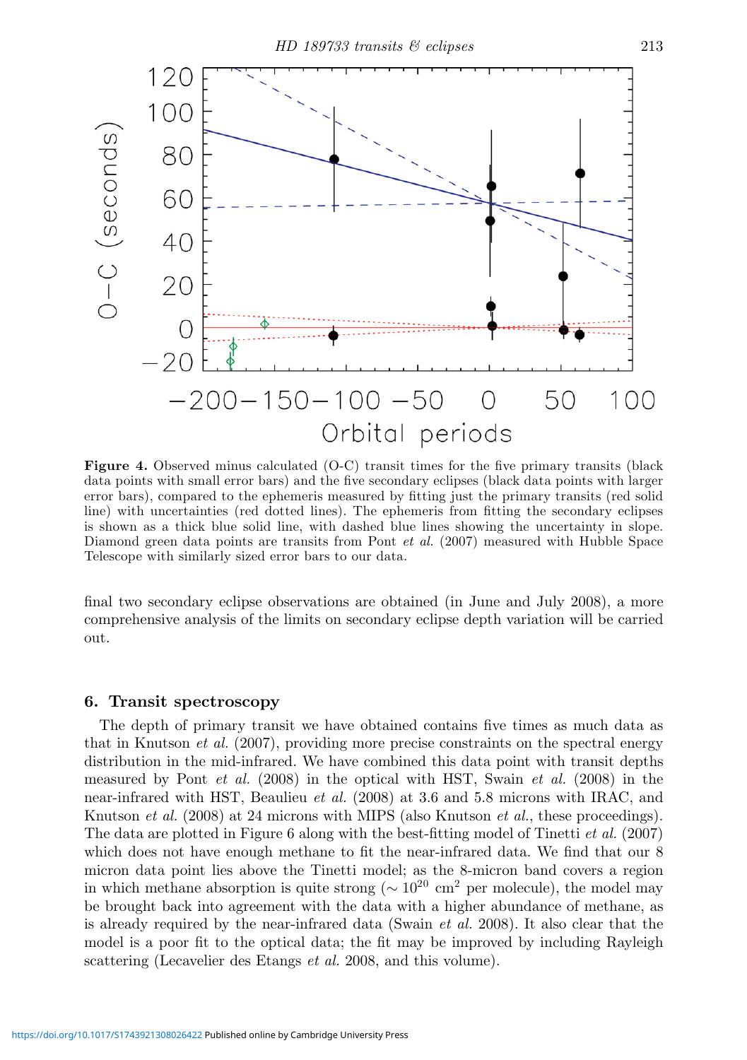**Figure 4.** Observed minus calculated (O-C) transit times for the five primary transits (black data points with small error bars) and the five secondary eclipses (black data points with larger error bars), compared to the ephemeris measured by fitting just the primary transits (red solid line) with uncertainties (red dotted lines). The ephemeris from fitting the secondary eclipses is shown as a thick blue solid line, with dashed blue lines showing the uncertainty in slope. Diamond green data points are transits from Pont *et al.* (2007) measured with Hubble Space Telescope with similarly sized error bars to our data.

final two secondary eclipse observations are obtained (in June and July 2008), a more comprehensive analysis of the limits on secondary eclipse depth variation will be carried out.

## 6. Transit spectroscopy

The depth of primary transit we have obtained contains five times as much data as that in Knutson *et al.* (2007), providing more precise constraints on the spectral energy distribution in the mid-infrared. We have combined this data point with transit depths measured by Pont *et al.* (2008) in the optical with HST, Swain *et al.* (2008) in the near-infrared with HST, Beaulieu *et al.* (2008) at 3.6 and 5.8 microns with IRAC, and Knutson *et al.* (2008) at 24 microns with MIPS (also Knutson *et al.*, these proceedings). The data are plotted in Figure 6 along with the best-fitting model of Tinetti *et al.* (2007) which does not have enough methane to fit the near-infrared data. We find that our 8 micron data point lies above the Tinetti model; as the 8-micron band covers a region in which methane absorption is quite strong ($\sim 10^{20}$ cm$^2$ per molecule), the model may be brought back into agreement with the data with a higher abundance of methane, as is already required by the near-infrared data (Swain *et al.* 2008). It also clear that the model is a poor fit to the optical data; the fit may be improved by including Rayleigh scattering (Lecavelier des Etangs *et al.* 2008, and this volume).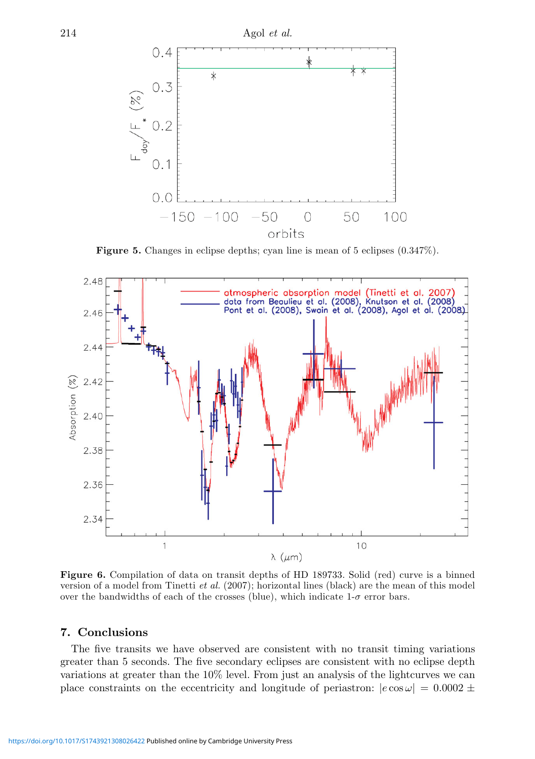Figure 5. Changes in eclipse depths; cyan line is mean of 5 eclipses (0.347%).

Figure 6. Compilation of data on transit depths of HD 189733. Solid (red) curve is a binned version of a model from Tinetti *et al.* (2007); horizontal lines (black) are the mean of this model over the bandwidths of each of the crosses (blue), which indicate 1-$\sigma$ error bars.

## 7. Conclusions

The five transits we have observed are consistent with no transit timing variations greater than 5 seconds. The five secondary eclipses are consistent with no eclipse depth variations at greater than the 10% level. From just an analysis of the lightcurves we can place constraints on the eccentricity and longitude of periastron: $|e \cos \omega| = 0.0002 \pm$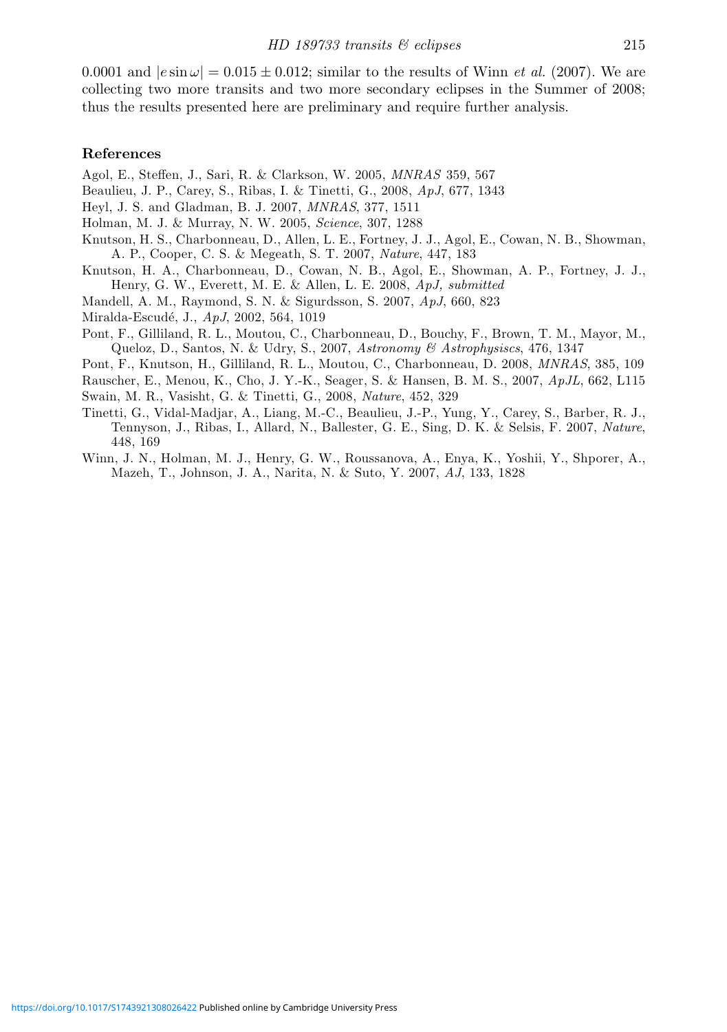0.0001 and $|e \sin \omega| = 0.015 \pm 0.012$; similar to the results of Winn *et al.* (2007). We are collecting two more transits and two more secondary eclipses in the Summer of 2008; thus the results presented here are preliminary and require further analysis.

## References

Agol, E., Steffen, J., Sari, R. & Clarkson, W. 2005, *MNRAS* 359, 567

Beaulieu, J. P., Carey, S., Ribas, I. & Tinetti, G., 2008, *ApJ*, 677, 1343

Heyl, J. S. and Gladman, B. J. 2007, *MNRAS*, 377, 1511

Holman, M. J. & Murray, N. W. 2005, *Science*, 307, 1288

Knutson, H. S., Charbonneau, D., Allen, L. E., Fortney, J. J., Agol, E., Cowan, N. B., Showman, A. P., Cooper, C. S. & Megeath, S. T. 2007, *Nature*, 447, 183

Knutson, H. A., Charbonneau, D., Cowan, N. B., Agol, E., Showman, A. P., Fortney, J. J., Henry, G. W., Everett, M. E. & Allen, L. E. 2008, *ApJ, submitted*

Mandell, A. M., Raymond, S. N. & Sigurdsson, S. 2007, *ApJ*, 660, 823

Miralda-Escudé, J., *ApJ*, 2002, 564, 1019

Pont, F., Gilliland, R. L., Moutou, C., Charbonneau, D., Bouchy, F., Brown, T. M., Mayor, M., Queloz, D., Santos, N. & Udry, S., 2007, *Astronomy & Astrophysiscs*, 476, 1347

Pont, F., Knutson, H., Gilliland, R. L., Moutou, C., Charbonneau, D. 2008, *MNRAS*, 385, 109

Rauscher, E., Menou, K., Cho, J. Y.-K., Seager, S. & Hansen, B. M. S., 2007, *ApJL*, 662, L115

Swain, M. R., Vasisht, G. & Tinetti, G., 2008, *Nature*, 452, 329

Tinetti, G., Vidal-Madjar, A., Liang, M.-C., Beaulieu, J.-P., Yung, Y., Carey, S., Barber, R. J., Tennyson, J., Ribas, I., Allard, N., Ballester, G. E., Sing, D. K. & Selsis, F. 2007, *Nature*, 448, 169

Winn, J. N., Holman, M. J., Henry, G. W., Roussanova, A., Enya, K., Yoshii, Y., Shporer, A., Mazeh, T., Johnson, J. A., Narita, N. & Suto, Y. 2007, *AJ*, 133, 1828